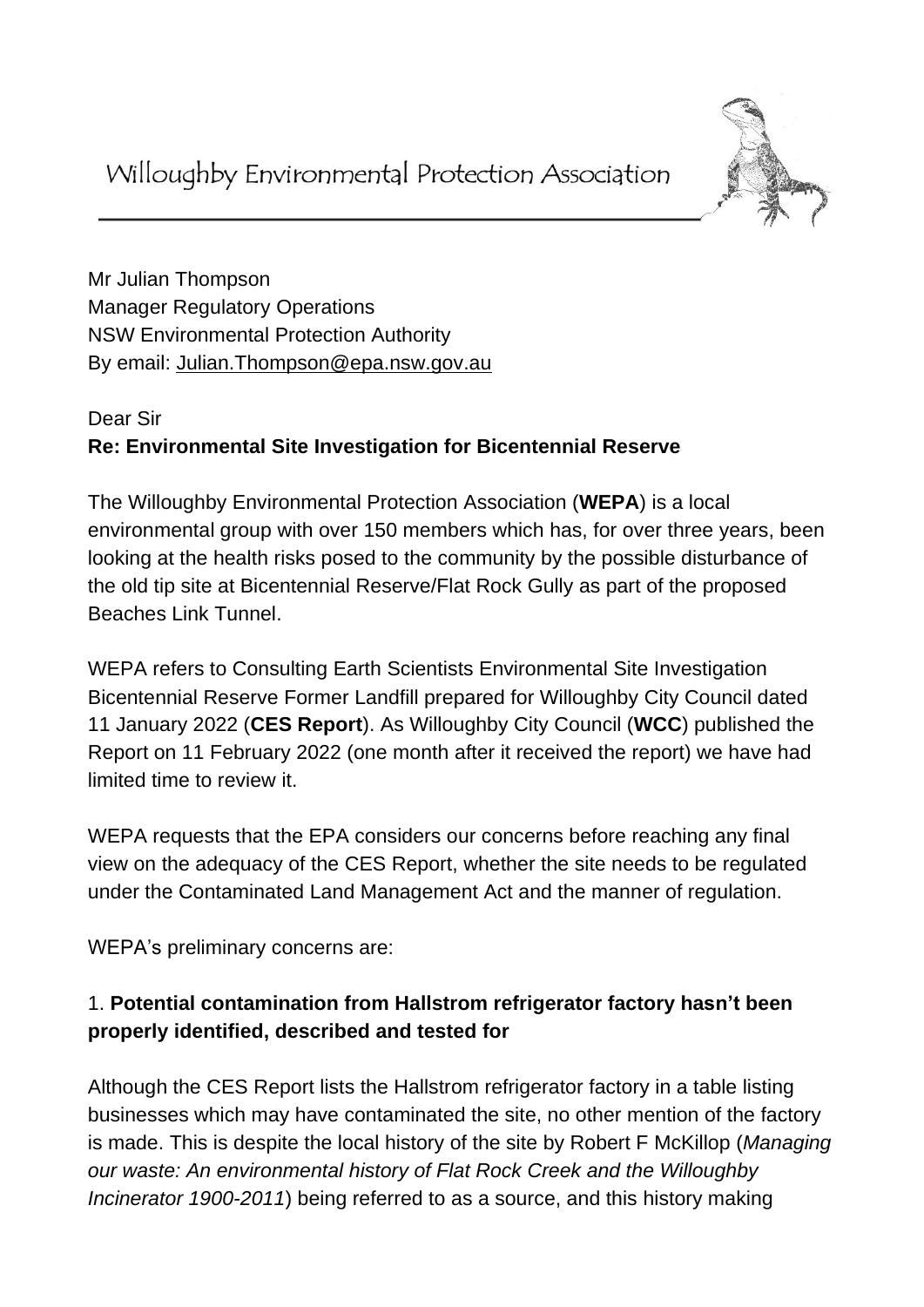# Willoughby Environmental Protection Association

Mr Julian Thompson
Manager Regulatory Operations
NSW Environmental Protection Authority
By email: Julian.Thompson@epa.nsw.gov.au

Dear Sir

**Re: Environmental Site Investigation for Bicentennial Reserve**

The Willoughby Environmental Protection Association (**WEPA**) is a local environmental group with over 150 members which has, for over three years, been looking at the health risks posed to the community by the possible disturbance of the old tip site at Bicentennial Reserve/Flat Rock Gully as part of the proposed Beaches Link Tunnel.

WEPA refers to Consulting Earth Scientists Environmental Site Investigation Bicentennial Reserve Former Landfill prepared for Willoughby City Council dated 11 January 2022 (**CES Report**). As Willoughby City Council (**WCC**) published the Report on 11 February 2022 (one month after it received the report) we have had limited time to review it.

WEPA requests that the EPA considers our concerns before reaching any final view on the adequacy of the CES Report, whether the site needs to be regulated under the Contaminated Land Management Act and the manner of regulation.

WEPA's preliminary concerns are:

1. **Potential contamination from Hallstrom refrigerator factory hasn't been properly identified, described and tested for**

Although the CES Report lists the Hallstrom refrigerator factory in a table listing businesses which may have contaminated the site, no other mention of the factory is made. This is despite the local history of the site by Robert F McKillop (*Managing our waste: An environmental history of Flat Rock Creek and the Willoughby Incinerator 1900-2011*) being referred to as a source, and this history making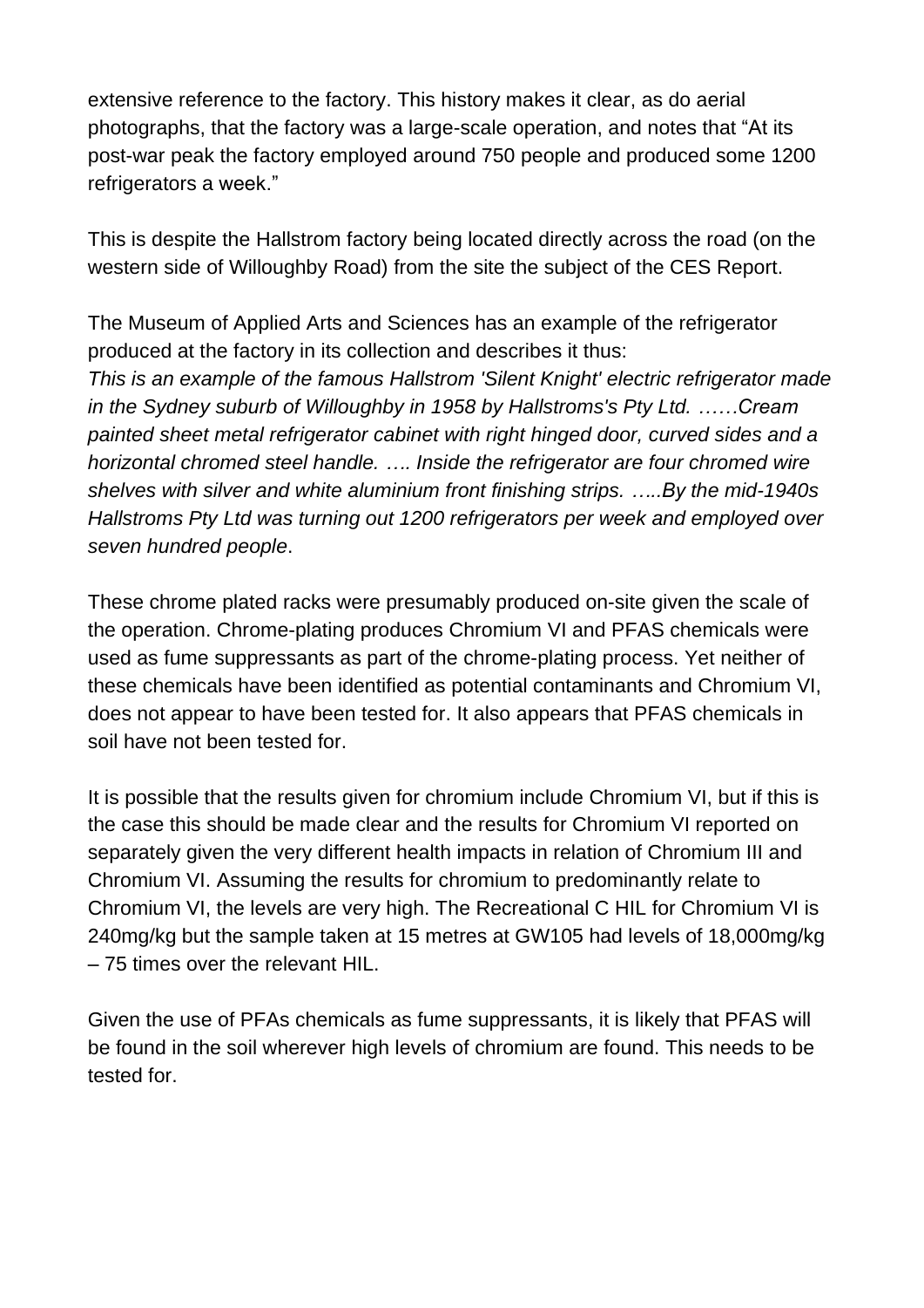extensive reference to the factory. This history makes it clear, as do aerial photographs, that the factory was a large-scale operation, and notes that "At its post-war peak the factory employed around 750 people and produced some 1200 refrigerators a week."

This is despite the Hallstrom factory being located directly across the road (on the western side of Willoughby Road) from the site the subject of the CES Report.

The Museum of Applied Arts and Sciences has an example of the refrigerator produced at the factory in its collection and describes it thus:
*This is an example of the famous Hallstrom 'Silent Knight' electric refrigerator made in the Sydney suburb of Willoughby in 1958 by Hallstroms's Pty Ltd. ……Cream painted sheet metal refrigerator cabinet with right hinged door, curved sides and a horizontal chromed steel handle. …. Inside the refrigerator are four chromed wire shelves with silver and white aluminium front finishing strips. …..By the mid-1940s Hallstroms Pty Ltd was turning out 1200 refrigerators per week and employed over seven hundred people*.

These chrome plated racks were presumably produced on-site given the scale of the operation. Chrome-plating produces Chromium VI and PFAS chemicals were used as fume suppressants as part of the chrome-plating process. Yet neither of these chemicals have been identified as potential contaminants and Chromium VI, does not appear to have been tested for. It also appears that PFAS chemicals in soil have not been tested for.

It is possible that the results given for chromium include Chromium VI, but if this is the case this should be made clear and the results for Chromium VI reported on separately given the very different health impacts in relation of Chromium III and Chromium VI. Assuming the results for chromium to predominantly relate to Chromium VI, the levels are very high. The Recreational C HIL for Chromium VI is 240mg/kg but the sample taken at 15 metres at GW105 had levels of 18,000mg/kg – 75 times over the relevant HIL.

Given the use of PFAs chemicals as fume suppressants, it is likely that PFAS will be found in the soil wherever high levels of chromium are found. This needs to be tested for.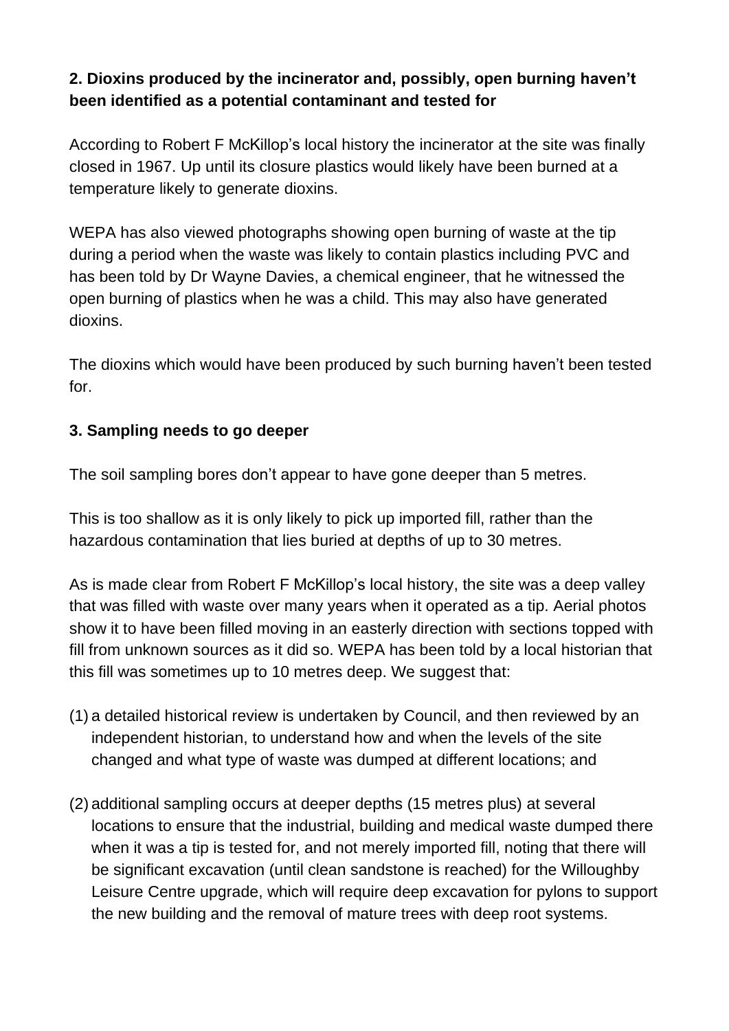**2. Dioxins produced by the incinerator and, possibly, open burning haven't been identified as a potential contaminant and tested for**

According to Robert F McKillop's local history the incinerator at the site was finally closed in 1967. Up until its closure plastics would likely have been burned at a temperature likely to generate dioxins.

WEPA has also viewed photographs showing open burning of waste at the tip during a period when the waste was likely to contain plastics including PVC and has been told by Dr Wayne Davies, a chemical engineer, that he witnessed the open burning of plastics when he was a child. This may also have generated dioxins.

The dioxins which would have been produced by such burning haven't been tested for.

**3. Sampling needs to go deeper**

The soil sampling bores don't appear to have gone deeper than 5 metres.

This is too shallow as it is only likely to pick up imported fill, rather than the hazardous contamination that lies buried at depths of up to 30 metres.

As is made clear from Robert F McKillop's local history, the site was a deep valley that was filled with waste over many years when it operated as a tip. Aerial photos show it to have been filled moving in an easterly direction with sections topped with fill from unknown sources as it did so. WEPA has been told by a local historian that this fill was sometimes up to 10 metres deep. We suggest that:

(1) a detailed historical review is undertaken by Council, and then reviewed by an independent historian, to understand how and when the levels of the site changed and what type of waste was dumped at different locations; and

(2) additional sampling occurs at deeper depths (15 metres plus) at several locations to ensure that the industrial, building and medical waste dumped there when it was a tip is tested for, and not merely imported fill, noting that there will be significant excavation (until clean sandstone is reached) for the Willoughby Leisure Centre upgrade, which will require deep excavation for pylons to support the new building and the removal of mature trees with deep root systems.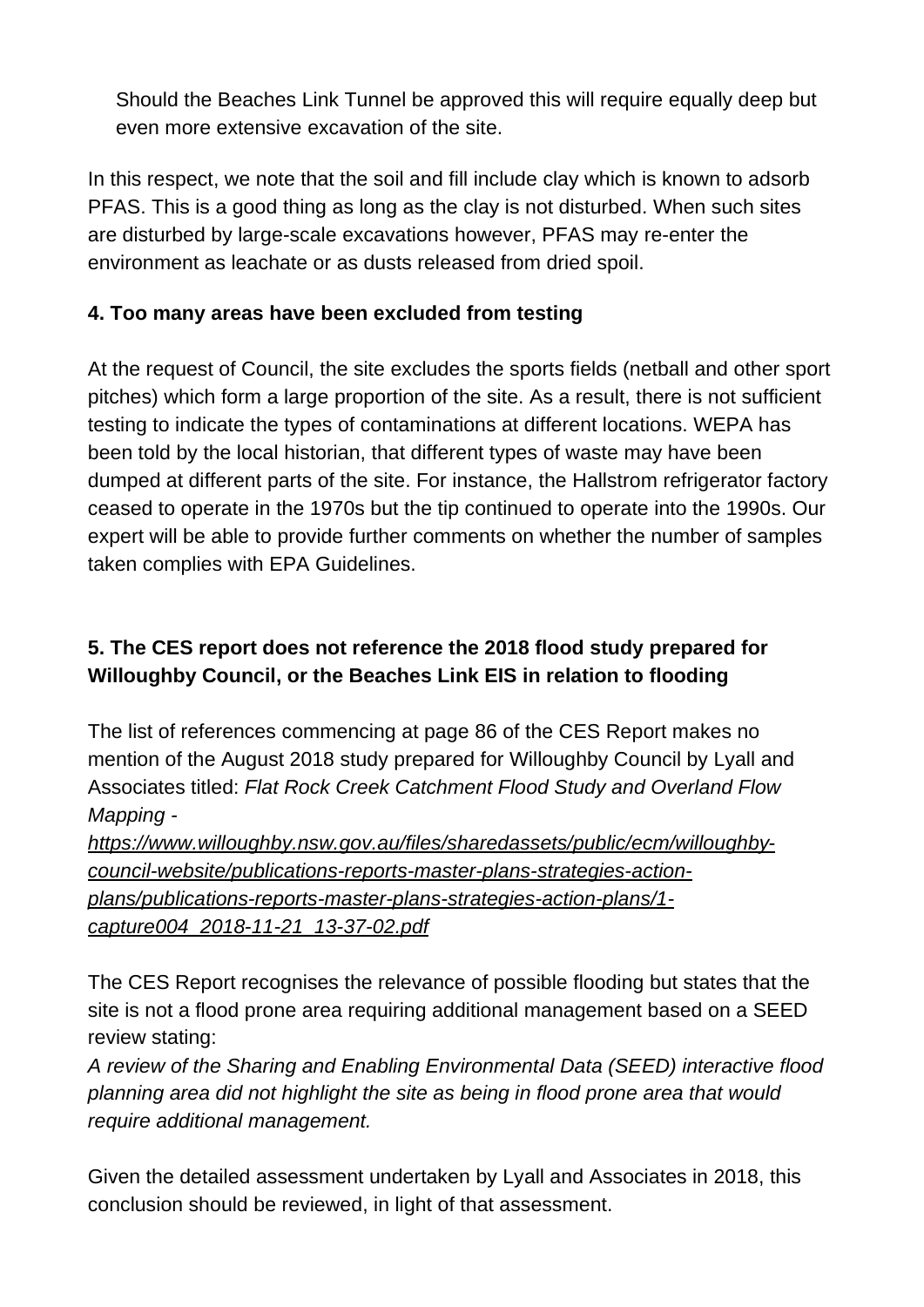Should the Beaches Link Tunnel be approved this will require equally deep but even more extensive excavation of the site.

In this respect, we note that the soil and fill include clay which is known to adsorb PFAS. This is a good thing as long as the clay is not disturbed. When such sites are disturbed by large-scale excavations however, PFAS may re-enter the environment as leachate or as dusts released from dried spoil.

**4. Too many areas have been excluded from testing**

At the request of Council, the site excludes the sports fields (netball and other sport pitches) which form a large proportion of the site. As a result, there is not sufficient testing to indicate the types of contaminations at different locations. WEPA has been told by the local historian, that different types of waste may have been dumped at different parts of the site. For instance, the Hallstrom refrigerator factory ceased to operate in the 1970s but the tip continued to operate into the 1990s. Our expert will be able to provide further comments on whether the number of samples taken complies with EPA Guidelines.

**5. The CES report does not reference the 2018 flood study prepared for Willoughby Council, or the Beaches Link EIS in relation to flooding**

The list of references commencing at page 86 of the CES Report makes no mention of the August 2018 study prepared for Willoughby Council by Lyall and Associates titled: *Flat Rock Creek Catchment Flood Study and Overland Flow Mapping* - [https://www.willoughby.nsw.gov.au/files/sharedassets/public/ecm/willoughby-council-website/publications-reports-master-plans-strategies-action-plans/publications-reports-master-plans-strategies-action-plans/1-capture004_2018-11-21_13-37-02.pdf](https://www.willoughby.nsw.gov.au/files/sharedassets/public/ecm/willoughby-council-website/publications-reports-master-plans-strategies-action-plans/publications-reports-master-plans-strategies-action-plans/1-capture004_2018-11-21_13-37-02.pdf)

The CES Report recognises the relevance of possible flooding but states that the site is not a flood prone area requiring additional management based on a SEED review stating:
*A review of the Sharing and Enabling Environmental Data (SEED) interactive flood planning area did not highlight the site as being in flood prone area that would require additional management.*

Given the detailed assessment undertaken by Lyall and Associates in 2018, this conclusion should be reviewed, in light of that assessment.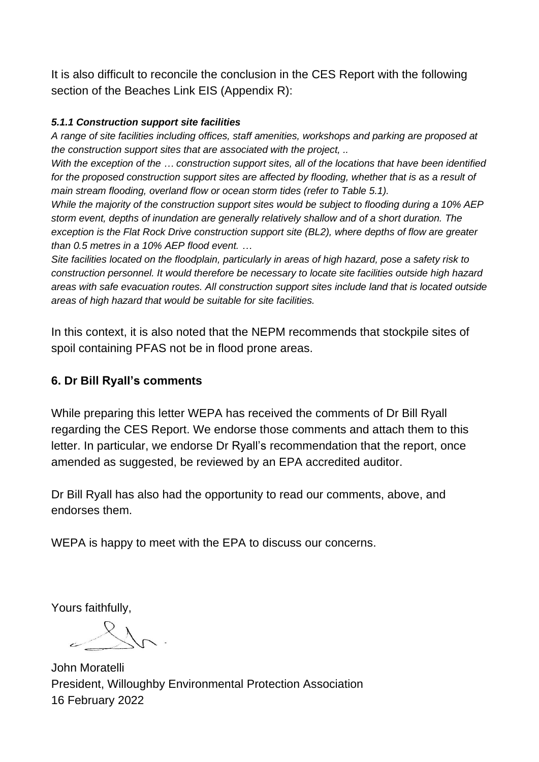It is also difficult to reconcile the conclusion in the CES Report with the following section of the Beaches Link EIS (Appendix R):

***5.1.1 Construction support site facilities***

*A range of site facilities including offices, staff amenities, workshops and parking are proposed at the construction support sites that are associated with the project, ..*

*With the exception of the … construction support sites, all of the locations that have been identified for the proposed construction support sites are affected by flooding, whether that is as a result of main stream flooding, overland flow or ocean storm tides (refer to Table 5.1).*

*While the majority of the construction support sites would be subject to flooding during a 10% AEP storm event, depths of inundation are generally relatively shallow and of a short duration. The exception is the Flat Rock Drive construction support site (BL2), where depths of flow are greater than 0.5 metres in a 10% AEP flood event. …*

*Site facilities located on the floodplain, particularly in areas of high hazard, pose a safety risk to construction personnel. It would therefore be necessary to locate site facilities outside high hazard areas with safe evacuation routes. All construction support sites include land that is located outside areas of high hazard that would be suitable for site facilities.*

In this context, it is also noted that the NEPM recommends that stockpile sites of spoil containing PFAS not be in flood prone areas.

## 6. Dr Bill Ryall's comments

While preparing this letter WEPA has received the comments of Dr Bill Ryall regarding the CES Report. We endorse those comments and attach them to this letter. In particular, we endorse Dr Ryall's recommendation that the report, once amended as suggested, be reviewed by an EPA accredited auditor.

Dr Bill Ryall has also had the opportunity to read our comments, above, and endorses them.

WEPA is happy to meet with the EPA to discuss our concerns.

Yours faithfully,

John Moratelli
President, Willoughby Environmental Protection Association
16 February 2022